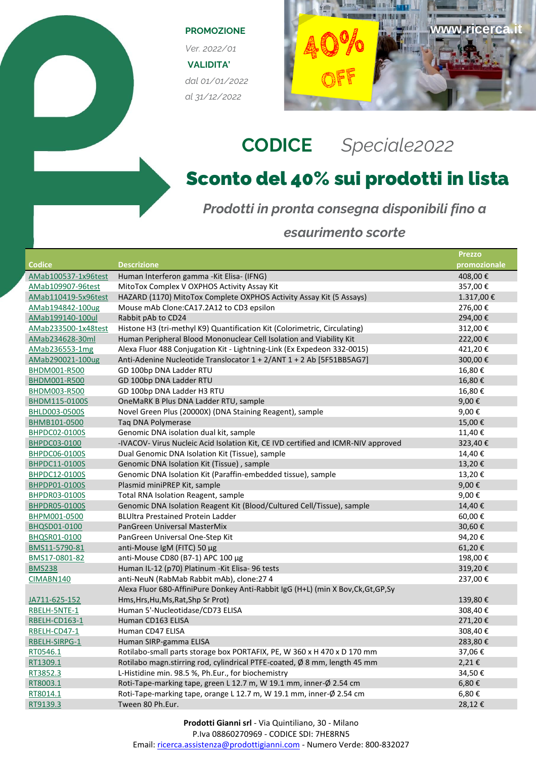**PROMOZIONE**

*Ver. 2022/01*

**VALIDITA'**

*dal 01/01/2022*

*al 31/12/2022*

40% OFF

www.ricerca.it

# CODICE *Speciale2022*

# Sconto del 40% sui prodotti in lista

### *Prodotti in pronta consegna disponibili fino a esaurimento scorte*

| Codice | Descrizione | Prezzo promozionale |
|---|---|---|
| AMab100537-1x96test | Human Interferon gamma -Kit Elisa- (IFNG) | 408,00 € |
| AMab109907-96test | MitoTox Complex V OXPHOS Activity Assay Kit | 357,00 € |
| AMab110419-5x96test | HAZARD (1170) MitoTox Complete OXPHOS Activity Assay Kit (5 Assays) | 1.317,00 € |
| AMab194842-100ug | Mouse mAb Clone:CA17.2A12 to CD3 epsilon | 276,00 € |
| AMab199140-100ul | Rabbit pAb to CD24 | 294,00 € |
| AMab233500-1x48test | Histone H3 (tri-methyl K9) Quantification Kit (Colorimetric, Circulating) | 312,00 € |
| AMab234628-30ml | Human Peripheral Blood Mononuclear Cell Isolation and Viability Kit | 222,00 € |
| AMab236553-1mg | Alexa Fluor 488 Conjugation Kit - Lightning-Link (Ex Expedeon 332-0015) | 421,20 € |
| AMab290021-100ug | Anti-Adenine Nucleotide Translocator 1 + 2/ANT 1 + 2 Ab [5F51BB5AG7] | 300,00 € |
| BHDM001-R500 | GD 100bp DNA Ladder RTU | 16,80 € |
| BHDM001-R500 | GD 100bp DNA Ladder RTU | 16,80 € |
| BHDM003-R500 | GD 100bp DNA Ladder H3 RTU | 16,80 € |
| BHDM115-0100S | OneMaRK B Plus DNA Ladder RTU, sample | 9,00 € |
| BHLD003-0500S | Novel Green Plus (20000X) (DNA Staining Reagent), sample | 9,00 € |
| BHMB101-0500 | Taq DNA Polymerase | 15,00 € |
| BHPDC02-0100S | Genomic DNA isolation dual kit, sample | 11,40 € |
| BHPDC03-0100 | -IVACOV- Virus Nucleic Acid Isolation Kit, CE IVD certified and ICMR-NIV approved | 323,40 € |
| BHPDC06-0100S | Dual Genomic DNA Isolation Kit (Tissue), sample | 14,40 € |
| BHPDC11-0100S | Genomic DNA Isolation Kit (Tissue) , sample | 13,20 € |
| BHPDC12-0100S | Genomic DNA Isolation Kit (Paraffin-embedded tissue), sample | 13,20 € |
| BHPDP01-0100S | Plasmid miniPREP Kit, sample | 9,00 € |
| BHPDR03-0100S | Total RNA Isolation Reagent, sample | 9,00 € |
| BHPDR05-0100S | Genomic DNA Isolation Reagent Kit (Blood/Cultured Cell/Tissue), sample | 14,40 € |
| BHPM001-0500 | BLUltra Prestained Protein Ladder | 60,00 € |
| BHQSD01-0100 | PanGreen Universal MasterMix | 30,60 € |
| BHQSR01-0100 | PanGreen Universal One-Step Kit | 94,20 € |
| BMS11-5790-81 | anti-Mouse IgM (FITC) 50 µg | 61,20 € |
| BMS17-0801-82 | anti-Mouse CD80 (B7-1) APC 100 µg | 198,00 € |
| BMS238 | Human IL-12 (p70) Platinum -Kit Elisa- 96 tests | 319,20 € |
| CIMABN140 | anti-NeuN (RabMab Rabbit mAb), clone:27 4 | 237,00 € |
| JA711-625-152 | Alexa Fluor 680-AffiniPure Donkey Anti-Rabbit IgG (H+L) (min X Bov,Ck,Gt,GP,Sy Hms,Hrs,Hu,Ms,Rat,Shp Sr Prot) | 139,80 € |
| RBELH-5NTE-1 | Human 5'-Nucleotidase/CD73 ELISA | 308,40 € |
| RBELH-CD163-1 | Human CD163 ELISA | 271,20 € |
| RBELH-CD47-1 | Human CD47 ELISA | 308,40 € |
| RBELH-SIRPG-1 | Human SIRP-gamma ELISA | 283,80 € |
| RT0546.1 | Rotilabo-small parts storage box PORTAFIX, PE, W 360 x H 470 x D 170 mm | 37,06 € |
| RT1309.1 | Rotilabo magn.stirring rod, cylindrical PTFE-coated, Ø 8 mm, length 45 mm | 2,21 € |
| RT3852.3 | L-Histidine min. 98.5 %, Ph.Eur., for biochemistry | 34,50 € |
| RT8003.1 | Roti-Tape-marking tape, green L 12.7 m, W 19.1 mm, inner-Ø 2.54 cm | 6,80 € |
| RT8014.1 | Roti-Tape-marking tape, orange L 12.7 m, W 19.1 mm, inner-Ø 2.54 cm | 6,80 € |
| RT9139.3 | Tween 80 Ph.Eur. | 28,12 € |

**Prodotti Gianni srl** - Via Quintiliano, 30 - Milano
P.Iva 08860270969 - CODICE SDI: 7HE8RN5
Email: ricerca.assistenza@prodottigianni.com - Numero Verde: 800-832027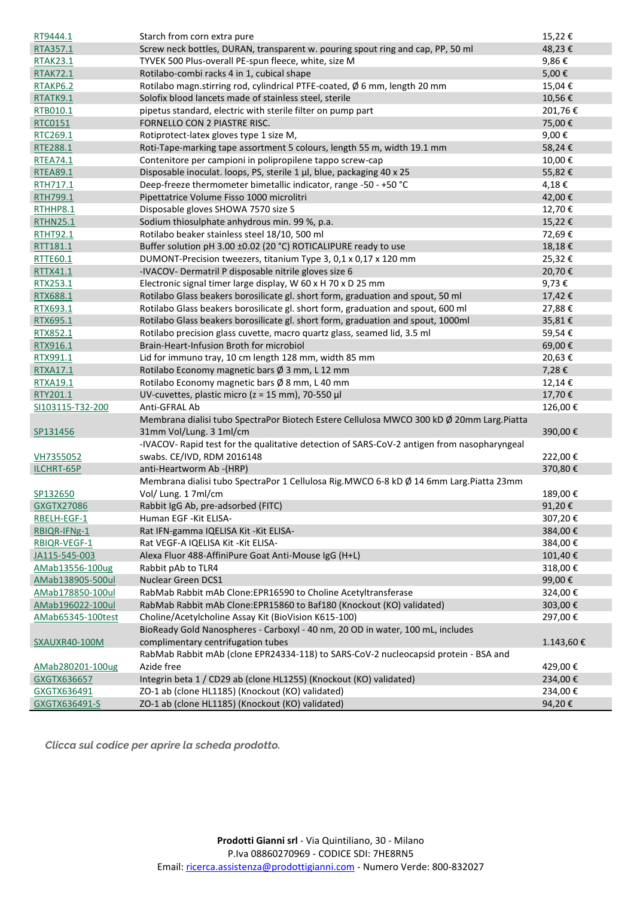| | | |
|---|---|---|
| RT9444.1 | Starch from corn extra pure | 15,22 € |
| RTA357.1 | Screw neck bottles, DURAN, transparent w. pouring spout ring and cap, PP, 50 ml | 48,23 € |
| RTAK23.1 | TYVEK 500 Plus-overall PE-spun fleece, white, size M | 9,86 € |
| RTAK72.1 | Rotilabo-combi racks 4 in 1, cubical shape | 5,00 € |
| RTAKP6.2 | Rotilabo magn.stirring rod, cylindrical PTFE-coated, Ø 6 mm, length 20 mm | 15,04 € |
| RTATK9.1 | Solofix blood lancets made of stainless steel, sterile | 10,56 € |
| RTB010.1 | pipetus standard, electric with sterile filter on pump part | 201,76 € |
| RTC0151 | FORNELLO CON 2 PIASTRE RISC. | 75,00 € |
| RTC269.1 | Rotiprotect-latex gloves type 1 size M, | 9,00 € |
| RTE288.1 | Roti-Tape-marking tape assortment 5 colours, length 55 m, width 19.1 mm | 58,24 € |
| RTEA74.1 | Contenitore per campioni in polipropilene tappo screw-cap | 10,00 € |
| RTEA89.1 | Disposable inoculat. loops, PS, sterile 1 µl, blue, packaging 40 x 25 | 55,82 € |
| RTH717.1 | Deep-freeze thermometer bimetallic indicator, range -50 - +50 °C | 4,18 € |
| RTH799.1 | Pipettatrice Volume Fisso 1000 microlitri | 42,00 € |
| RTHHP8.1 | Disposable gloves SHOWA 7570 size S | 12,70 € |
| RTHN25.1 | Sodium thiosulphate anhydrous min. 99 %, p.a. | 15,22 € |
| RTHT92.1 | Rotilabo beaker stainless steel 18/10, 500 ml | 72,69 € |
| RTT181.1 | Buffer solution pH 3.00 ±0.02 (20 °C) ROTICALIPURE ready to use | 18,18 € |
| RTTE60.1 | DUMONT-Precision tweezers, titanium Type 3, 0,1 x 0,17 x 120 mm | 25,32 € |
| RTTX41.1 | -IVACOV- Dermatril P disposable nitrile gloves size 6 | 20,70 € |
| RTX253.1 | Electronic signal timer large display, W 60 x H 70 x D 25 mm | 9,73 € |
| RTX688.1 | Rotilabo Glass beakers borosilicate gl. short form, graduation and spout, 50 ml | 17,42 € |
| RTX693.1 | Rotilabo Glass beakers borosilicate gl. short form, graduation and spout, 600 ml | 27,88 € |
| RTX695.1 | Rotilabo Glass beakers borosilicate gl. short form, graduation and spout, 1000ml | 35,81 € |
| RTX852.1 | Rotilabo precision glass cuvette, macro quartz glass, seamed lid, 3.5 ml | 59,54 € |
| RTX916.1 | Brain-Heart-Infusion Broth for microbiol | 69,00 € |
| RTX991.1 | Lid for immuno tray, 10 cm length 128 mm, width 85 mm | 20,63 € |
| RTXA17.1 | Rotilabo Economy magnetic bars Ø 3 mm, L 12 mm | 7,28 € |
| RTXA19.1 | Rotilabo Economy magnetic bars Ø 8 mm, L 40 mm | 12,14 € |
| RTY201.1 | UV-cuvettes, plastic micro (z = 15 mm), 70-550 µl | 17,70 € |
| SI103115-T32-200 | Anti-GFRAL Ab | 126,00 € |
| SP131456 | Membrana dialisi tubo SpectraPor Biotech Estere Cellulosa MWCO 300 kD Ø 20mm Larg.Piatta 31mm Vol/Lung. 3 1ml/cm | 390,00 € |
| VH7355052 | -IVACOV- Rapid test for the qualitative detection of SARS-CoV-2 antigen from nasopharyngeal swabs. CE/IVD, RDM 2016148 | 222,00 € |
| ILCHRT-65P | anti-Heartworm Ab -(HRP) | 370,80 € |
| SP132650 | Membrana dialisi tubo SpectraPor 1 Cellulosa Rig.MWCO 6-8 kD Ø 14 6mm Larg.Piatta 23mm Vol/ Lung. 1 7ml/cm | 189,00 € |
| GXGTX27086 | Rabbit IgG Ab, pre-adsorbed (FITC) | 91,20 € |
| RBELH-EGF-1 | Human EGF -Kit ELISA- | 307,20 € |
| RBIQR-IFNg-1 | Rat IFN-gamma IQELISA Kit -Kit ELISA- | 384,00 € |
| RBIQR-VEGF-1 | Rat VEGF-A IQELISA Kit -Kit ELISA- | 384,00 € |
| JA115-545-003 | Alexa Fluor 488-AffiniPure Goat Anti-Mouse IgG (H+L) | 101,40 € |
| AMab13556-100ug | Rabbit pAb to TLR4 | 318,00 € |
| AMab138905-500ul | Nuclear Green DCS1 | 99,00 € |
| AMab178850-100ul | RabMab Rabbit mAb Clone:EPR16590 to Choline Acetyltransferase | 324,00 € |
| AMab196022-100ul | RabMab Rabbit mAb Clone:EPR15860 to Baf180 (Knockout (KO) validated) | 303,00 € |
| AMab65345-100test | Choline/Acetylcholine Assay Kit (BioVision K615-100) | 297,00 € |
| SXAUXR40-100M | BioReady Gold Nanospheres - Carboxyl - 40 nm, 20 OD in water, 100 mL, includes complimentary centrifugation tubes | 1.143,60 € |
| AMab280201-100ug | RabMab Rabbit mAb (clone EPR24334-118) to SARS-CoV-2 nucleocapsid protein - BSA and Azide free | 429,00 € |
| GXGTX636657 | Integrin beta 1 / CD29 ab (clone HL1255) (Knockout (KO) validated) | 234,00 € |
| GXGTX636491 | ZO-1 ab (clone HL1185) (Knockout (KO) validated) | 234,00 € |
| GXGTX636491-S | ZO-1 ab (clone HL1185) (Knockout (KO) validated) | 94,20 € |

*Clicca sul codice per aprire la scheda prodotto.*

**Prodotti Gianni srl** - Via Quintiliano, 30 - Milano
P.Iva 08860270969 - CODICE SDI: 7HE8RN5
Email: ricerca.assistenza@prodottigianni.com - Numero Verde: 800-832027